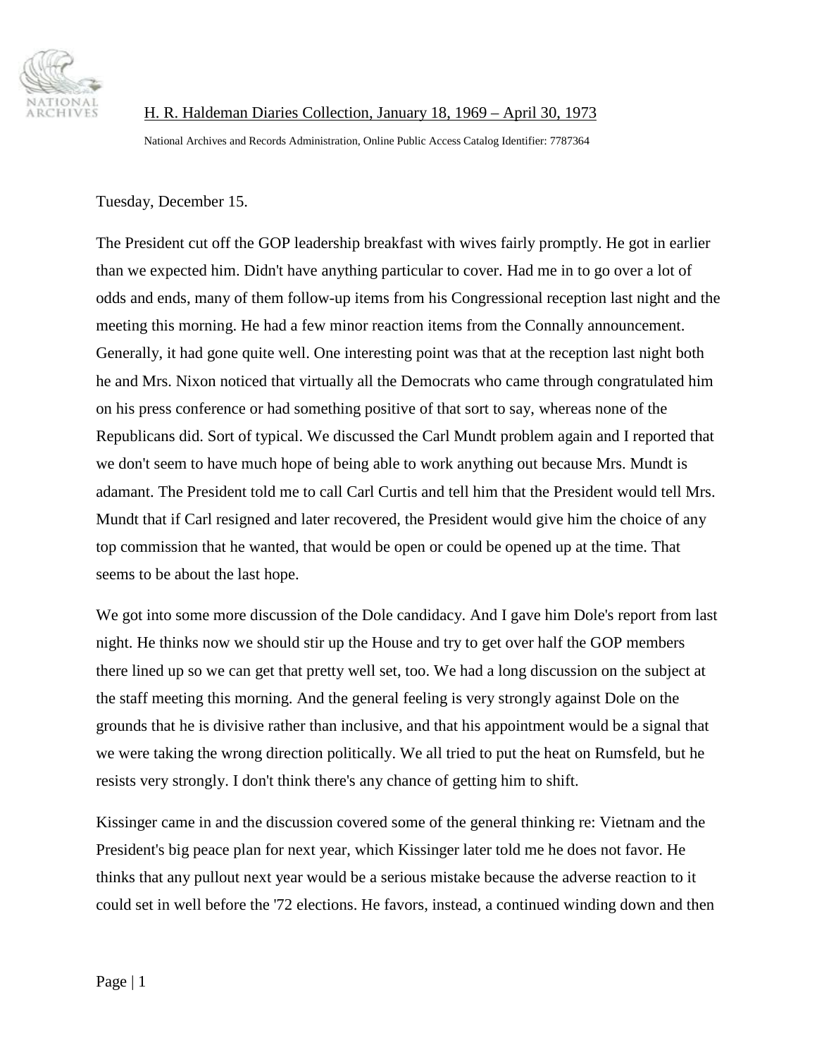H. R. Haldeman Diaries Collection, January 18, 1969 – April 30, 1973

National Archives and Records Administration, Online Public Access Catalog Identifier: 7787364

Tuesday, December 15.

The President cut off the GOP leadership breakfast with wives fairly promptly. He got in earlier than we expected him. Didn't have anything particular to cover. Had me in to go over a lot of odds and ends, many of them follow-up items from his Congressional reception last night and the meeting this morning. He had a few minor reaction items from the Connally announcement. Generally, it had gone quite well. One interesting point was that at the reception last night both he and Mrs. Nixon noticed that virtually all the Democrats who came through congratulated him on his press conference or had something positive of that sort to say, whereas none of the Republicans did. Sort of typical. We discussed the Carl Mundt problem again and I reported that we don't seem to have much hope of being able to work anything out because Mrs. Mundt is adamant. The President told me to call Carl Curtis and tell him that the President would tell Mrs. Mundt that if Carl resigned and later recovered, the President would give him the choice of any top commission that he wanted, that would be open or could be opened up at the time. That seems to be about the last hope.

We got into some more discussion of the Dole candidacy. And I gave him Dole's report from last night. He thinks now we should stir up the House and try to get over half the GOP members there lined up so we can get that pretty well set, too. We had a long discussion on the subject at the staff meeting this morning. And the general feeling is very strongly against Dole on the grounds that he is divisive rather than inclusive, and that his appointment would be a signal that we were taking the wrong direction politically. We all tried to put the heat on Rumsfeld, but he resists very strongly. I don't think there's any chance of getting him to shift.

Kissinger came in and the discussion covered some of the general thinking re: Vietnam and the President's big peace plan for next year, which Kissinger later told me he does not favor. He thinks that any pullout next year would be a serious mistake because the adverse reaction to it could set in well before the '72 elections. He favors, instead, a continued winding down and then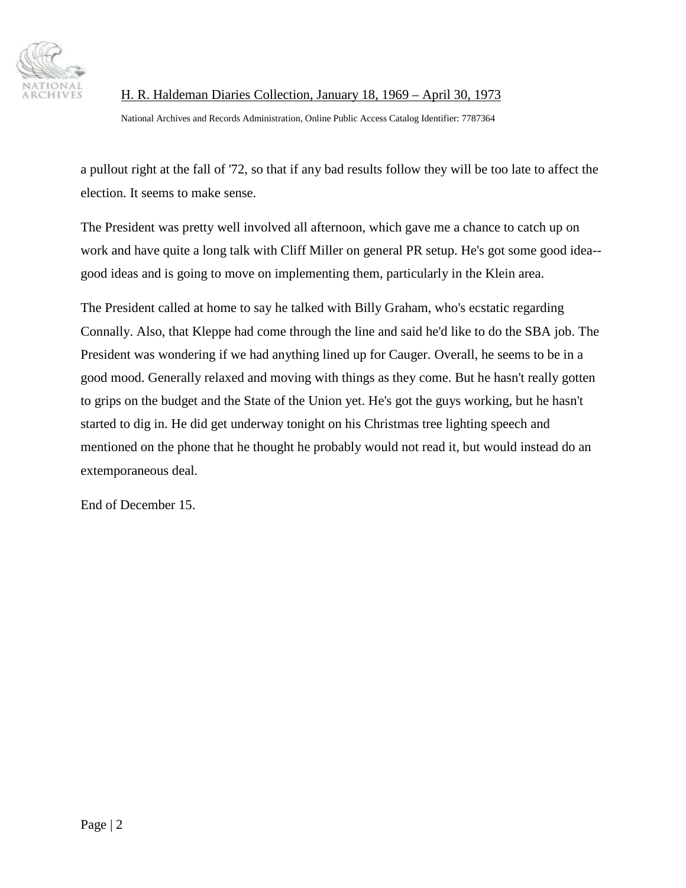a pullout right at the fall of '72, so that if any bad results follow they will be too late to affect the election. It seems to make sense.

The President was pretty well involved all afternoon, which gave me a chance to catch up on work and have quite a long talk with Cliff Miller on general PR setup. He's got some good idea--good ideas and is going to move on implementing them, particularly in the Klein area.

The President called at home to say he talked with Billy Graham, who's ecstatic regarding Connally. Also, that Kleppe had come through the line and said he'd like to do the SBA job. The President was wondering if we had anything lined up for Cauger. Overall, he seems to be in a good mood. Generally relaxed and moving with things as they come. But he hasn't really gotten to grips on the budget and the State of the Union yet. He's got the guys working, but he hasn't started to dig in. He did get underway tonight on his Christmas tree lighting speech and mentioned on the phone that he thought he probably would not read it, but would instead do an extemporaneous deal.

End of December 15.